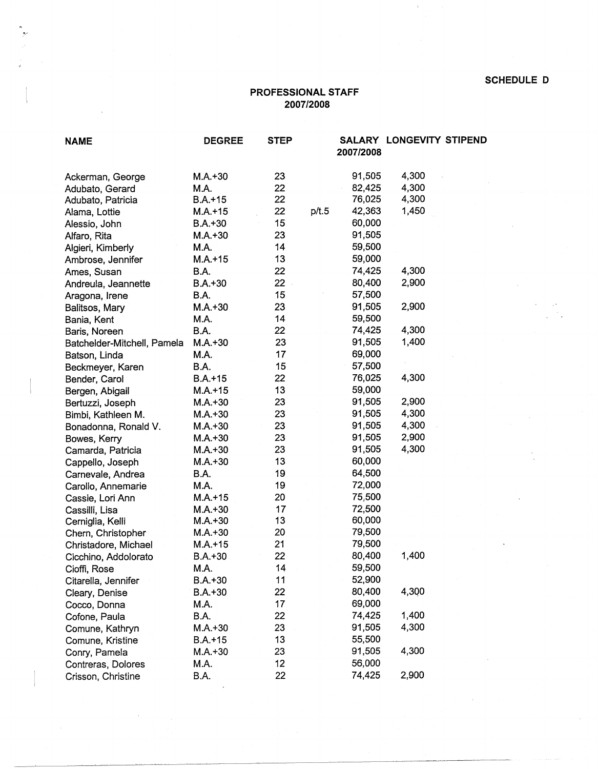SCHEDULE D

## PROFESSIONAL STAFF
## 2007/2008

| NAME | DEGREE | STEP | | SALARY 2007/2008 | LONGEVITY | STIPEND |
|---|---|---|---|---|---|---|
| Ackerman, George | M.A.+30 | 23 | | 91,505 | 4,300 | |
| Adubato, Gerard | M.A. | 22 | | 82,425 | 4,300 | |
| Adubato, Patricia | B.A.+15 | 22 | | 76,025 | 4,300 | |
| Alama, Lottie | M.A.+15 | 22 | p/t.5 | 42,363 | 1,450 | |
| Alessio, John | B.A.+30 | 15 | | 60,000 | | |
| Alfaro, Rita | M.A.+30 | 23 | | 91,505 | | |
| Algieri, Kimberly | M.A. | 14 | | 59,500 | | |
| Ambrose, Jennifer | M.A.+15 | 13 | | 59,000 | | |
| Ames, Susan | B.A. | 22 | | 74,425 | 4,300 | |
| Andreula, Jeannette | B.A.+30 | 22 | | 80,400 | 2,900 | |
| Aragona, Irene | B.A. | 15 | | 57,500 | | |
| Balitsos, Mary | M.A.+30 | 23 | | 91,505 | 2,900 | |
| Bania, Kent | M.A. | 14 | | 59,500 | | |
| Baris, Noreen | B.A. | 22 | | 74,425 | 4,300 | |
| Batchelder-Mitchell, Pamela | M.A.+30 | 23 | | 91,505 | 1,400 | |
| Batson, Linda | M.A. | 17 | | 69,000 | | |
| Beckmeyer, Karen | B.A. | 15 | | 57,500 | | |
| Bender, Carol | B.A.+15 | 22 | | 76,025 | 4,300 | |
| Bergen, Abigail | M.A.+15 | 13 | | 59,000 | | |
| Bertuzzi, Joseph | M.A.+30 | 23 | | 91,505 | 2,900 | |
| Bimbi, Kathleen M. | M.A.+30 | 23 | | 91,505 | 4,300 | |
| Bonadonna, Ronald V. | M.A.+30 | 23 | | 91,505 | 4,300 | |
| Bowes, Kerry | M.A.+30 | 23 | | 91,505 | 2,900 | |
| Camarda, Patricia | M.A.+30 | 23 | | 91,505 | 4,300 | |
| Cappello, Joseph | M.A.+30 | 13 | | 60,000 | | |
| Carnevale, Andrea | B.A. | 19 | | 64,500 | | |
| Carollo, Annemarie | M.A. | 19 | | 72,000 | | |
| Cassie, Lori Ann | M.A.+15 | 20 | | 75,500 | | |
| Cassilli, Lisa | M.A.+30 | 17 | | 72,500 | | |
| Cerniglia, Kelli | M.A.+30 | 13 | | 60,000 | | |
| Chern, Christopher | M.A.+30 | 20 | | 79,500 | | |
| Christadore, Michael | M.A.+15 | 21 | | 79,500 | | |
| Cicchino, Addolorato | B.A.+30 | 22 | | 80,400 | 1,400 | |
| Cioffi, Rose | M.A. | 14 | | 59,500 | | |
| Citarella, Jennifer | B.A.+30 | 11 | | 52,900 | | |
| Cleary, Denise | B.A.+30 | 22 | | 80,400 | 4,300 | |
| Cocco, Donna | M.A. | 17 | | 69,000 | | |
| Cofone, Paula | B.A. | 22 | | 74,425 | 1,400 | |
| Comune, Kathryn | M.A.+30 | 23 | | 91,505 | 4,300 | |
| Comune, Kristine | B.A.+15 | 13 | | 55,500 | | |
| Conry, Pamela | M.A.+30 | 23 | | 91,505 | 4,300 | |
| Contreras, Dolores | M.A. | 12 | | 56,000 | | |
| Crisson, Christine | B.A. | 22 | | 74,425 | 2,900 | |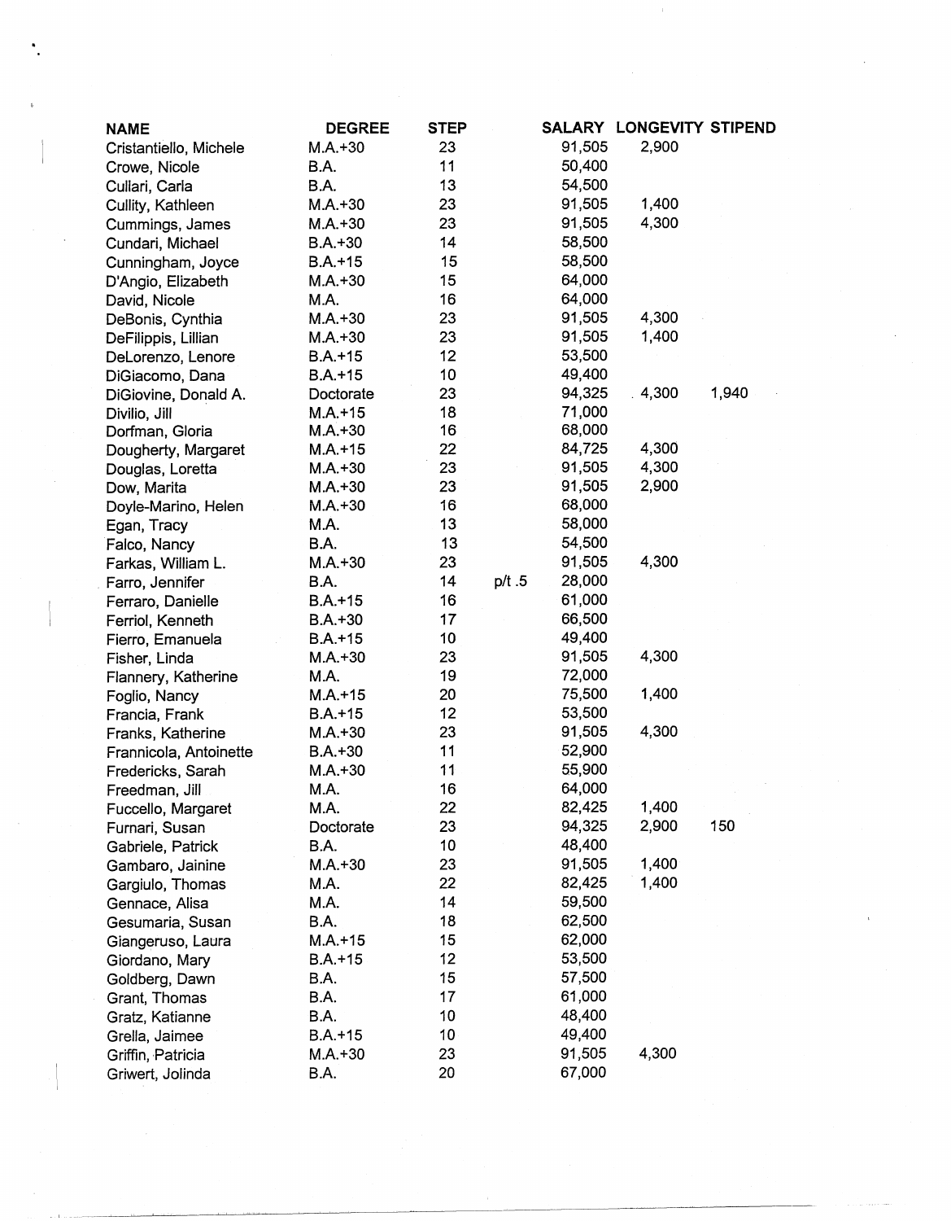| NAME | DEGREE | STEP | | SALARY | LONGEVITY | STIPEND |
|---|---|---|---|---|---|---|
| Cristantiello, Michele | M.A.+30 | 23 | | 91,505 | 2,900 | |
| Crowe, Nicole | B.A. | 11 | | 50,400 | | |
| Cullari, Carla | B.A. | 13 | | 54,500 | | |
| Cullity, Kathleen | M.A.+30 | 23 | | 91,505 | 1,400 | |
| Cummings, James | M.A.+30 | 23 | | 91,505 | 4,300 | |
| Cundari, Michael | B.A.+30 | 14 | | 58,500 | | |
| Cunningham, Joyce | B.A.+15 | 15 | | 58,500 | | |
| D'Angio, Elizabeth | M.A.+30 | 15 | | 64,000 | | |
| David, Nicole | M.A. | 16 | | 64,000 | | |
| DeBonis, Cynthia | M.A.+30 | 23 | | 91,505 | 4,300 | |
| DeFilippis, Lillian | M.A.+30 | 23 | | 91,505 | 1,400 | |
| DeLorenzo, Lenore | B.A.+15 | 12 | | 53,500 | | |
| DiGiacomo, Dana | B.A.+15 | 10 | | 49,400 | | |
| DiGiovine, Donald A. | Doctorate | 23 | | 94,325 | 4,300 | 1,940 |
| Divilio, Jill | M.A.+15 | 18 | | 71,000 | | |
| Dorfman, Gloria | M.A.+30 | 16 | | 68,000 | | |
| Dougherty, Margaret | M.A.+15 | 22 | | 84,725 | 4,300 | |
| Douglas, Loretta | M.A.+30 | 23 | | 91,505 | 4,300 | |
| Dow, Marita | M.A.+30 | 23 | | 91,505 | 2,900 | |
| Doyle-Marino, Helen | M.A.+30 | 16 | | 68,000 | | |
| Egan, Tracy | M.A. | 13 | | 58,000 | | |
| Falco, Nancy | B.A. | 13 | | 54,500 | | |
| Farkas, William L. | M.A.+30 | 23 | | 91,505 | 4,300 | |
| Farro, Jennifer | B.A. | 14 | p/t .5 | 28,000 | | |
| Ferraro, Danielle | B.A.+15 | 16 | | 61,000 | | |
| Ferriol, Kenneth | B.A.+30 | 17 | | 66,500 | | |
| Fierro, Emanuela | B.A.+15 | 10 | | 49,400 | | |
| Fisher, Linda | M.A.+30 | 23 | | 91,505 | 4,300 | |
| Flannery, Katherine | M.A. | 19 | | 72,000 | | |
| Foglio, Nancy | M.A.+15 | 20 | | 75,500 | 1,400 | |
| Francia, Frank | B.A.+15 | 12 | | 53,500 | | |
| Franks, Katherine | M.A.+30 | 23 | | 91,505 | 4,300 | |
| Frannicola, Antoinette | B.A.+30 | 11 | | 52,900 | | |
| Fredericks, Sarah | M.A.+30 | 11 | | 55,900 | | |
| Freedman, Jill | M.A. | 16 | | 64,000 | | |
| Fuccello, Margaret | M.A. | 22 | | 82,425 | 1,400 | |
| Furnari, Susan | Doctorate | 23 | | 94,325 | 2,900 | 150 |
| Gabriele, Patrick | B.A. | 10 | | 48,400 | | |
| Gambaro, Jainine | M.A.+30 | 23 | | 91,505 | 1,400 | |
| Gargiulo, Thomas | M.A. | 22 | | 82,425 | 1,400 | |
| Gennace, Alisa | M.A. | 14 | | 59,500 | | |
| Gesumaria, Susan | B.A. | 18 | | 62,500 | | |
| Giangeruso, Laura | M.A.+15 | 15 | | 62,000 | | |
| Giordano, Mary | B.A.+15 | 12 | | 53,500 | | |
| Goldberg, Dawn | B.A. | 15 | | 57,500 | | |
| Grant, Thomas | B.A. | 17 | | 61,000 | | |
| Gratz, Katianne | B.A. | 10 | | 48,400 | | |
| Grella, Jaimee | B.A.+15 | 10 | | 49,400 | | |
| Griffin, Patricia | M.A.+30 | 23 | | 91,505 | 4,300 | |
| Griwert, Jolinda | B.A. | 20 | | 67,000 | | |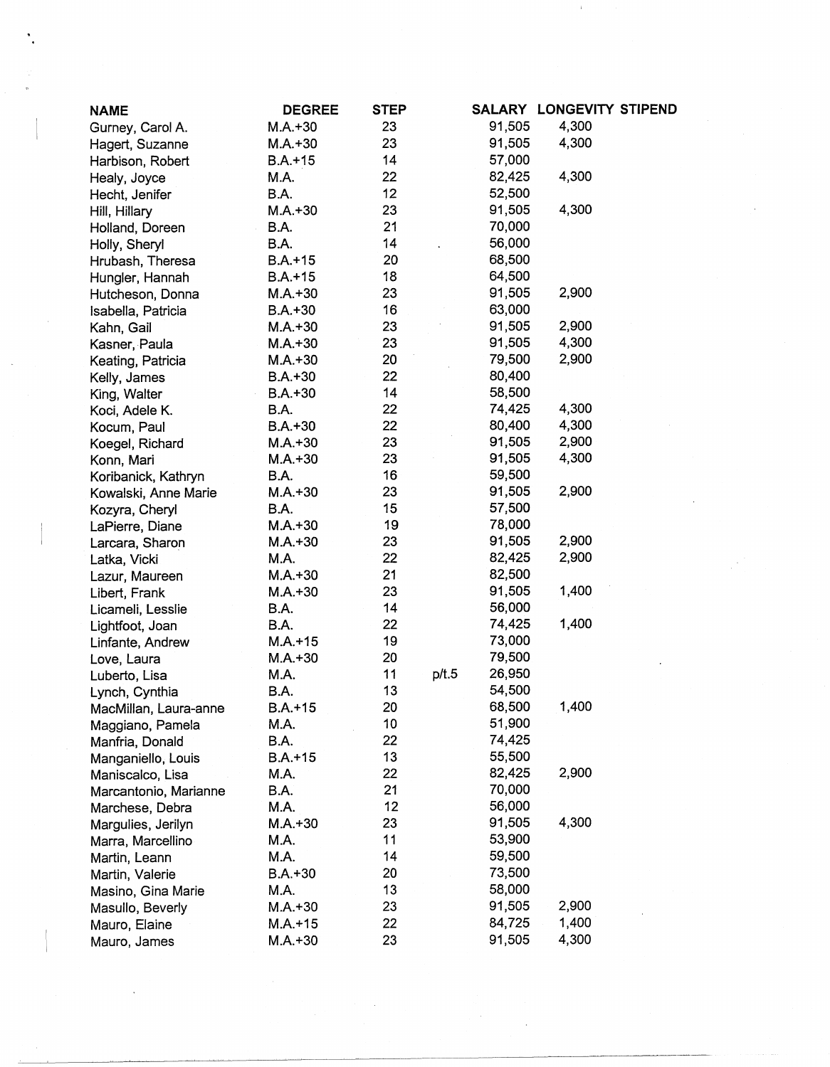| NAME | DEGREE | STEP | | SALARY | LONGEVITY | STIPEND |
|---|---|---|---|---|---|---|
| Gurney, Carol A. | M.A.+30 | 23 | | 91,505 | 4,300 | |
| Hagert, Suzanne | M.A.+30 | 23 | | 91,505 | 4,300 | |
| Harbison, Robert | B.A.+15 | 14 | | 57,000 | | |
| Healy, Joyce | M.A. | 22 | | 82,425 | 4,300 | |
| Hecht, Jenifer | B.A. | 12 | | 52,500 | | |
| Hill, Hillary | M.A.+30 | 23 | | 91,505 | 4,300 | |
| Holland, Doreen | B.A. | 21 | | 70,000 | | |
| Holly, Sheryl | B.A. | 14 | | 56,000 | | |
| Hrubash, Theresa | B.A.+15 | 20 | | 68,500 | | |
| Hungler, Hannah | B.A.+15 | 18 | | 64,500 | | |
| Hutcheson, Donna | M.A.+30 | 23 | | 91,505 | 2,900 | |
| Isabella, Patricia | B.A.+30 | 16 | | 63,000 | | |
| Kahn, Gail | M.A.+30 | 23 | | 91,505 | 2,900 | |
| Kasner, Paula | M.A.+30 | 23 | | 91,505 | 4,300 | |
| Keating, Patricia | M.A.+30 | 20 | | 79,500 | 2,900 | |
| Kelly, James | B.A.+30 | 22 | | 80,400 | | |
| King, Walter | B.A.+30 | 14 | | 58,500 | | |
| Koci, Adele K. | B.A. | 22 | | 74,425 | 4,300 | |
| Kocum, Paul | B.A.+30 | 22 | | 80,400 | 4,300 | |
| Koegel, Richard | M.A.+30 | 23 | | 91,505 | 2,900 | |
| Konn, Mari | M.A.+30 | 23 | | 91,505 | 4,300 | |
| Koribanick, Kathryn | B.A. | 16 | | 59,500 | | |
| Kowalski, Anne Marie | M.A.+30 | 23 | | 91,505 | 2,900 | |
| Kozyra, Cheryl | B.A. | 15 | | 57,500 | | |
| LaPierre, Diane | M.A.+30 | 19 | | 78,000 | | |
| Larcara, Sharon | M.A.+30 | 23 | | 91,505 | 2,900 | |
| Latka, Vicki | M.A. | 22 | | 82,425 | 2,900 | |
| Lazur, Maureen | M.A.+30 | 21 | | 82,500 | | |
| Libert, Frank | M.A.+30 | 23 | | 91,505 | 1,400 | |
| Licameli, Lesslie | B.A. | 14 | | 56,000 | | |
| Lightfoot, Joan | B.A. | 22 | | 74,425 | 1,400 | |
| Linfante, Andrew | M.A.+15 | 19 | | 73,000 | | |
| Love, Laura | M.A.+30 | 20 | | 79,500 | | |
| Luberto, Lisa | M.A. | 11 | p/t.5 | 26,950 | | |
| Lynch, Cynthia | B.A. | 13 | | 54,500 | | |
| MacMillan, Laura-anne | B.A.+15 | 20 | | 68,500 | 1,400 | |
| Maggiano, Pamela | M.A. | 10 | | 51,900 | | |
| Manfria, Donald | B.A. | 22 | | 74,425 | | |
| Manganiello, Louis | B.A.+15 | 13 | | 55,500 | | |
| Maniscalco, Lisa | M.A. | 22 | | 82,425 | 2,900 | |
| Marcantonio, Marianne | B.A. | 21 | | 70,000 | | |
| Marchese, Debra | M.A. | 12 | | 56,000 | | |
| Margulies, Jerilyn | M.A.+30 | 23 | | 91,505 | 4,300 | |
| Marra, Marcellino | M.A. | 11 | | 53,900 | | |
| Martin, Leann | M.A. | 14 | | 59,500 | | |
| Martin, Valerie | B.A.+30 | 20 | | 73,500 | | |
| Masino, Gina Marie | M.A. | 13 | | 58,000 | | |
| Masullo, Beverly | M.A.+30 | 23 | | 91,505 | 2,900 | |
| Mauro, Elaine | M.A.+15 | 22 | | 84,725 | 1,400 | |
| Mauro, James | M.A.+30 | 23 | | 91,505 | 4,300 | |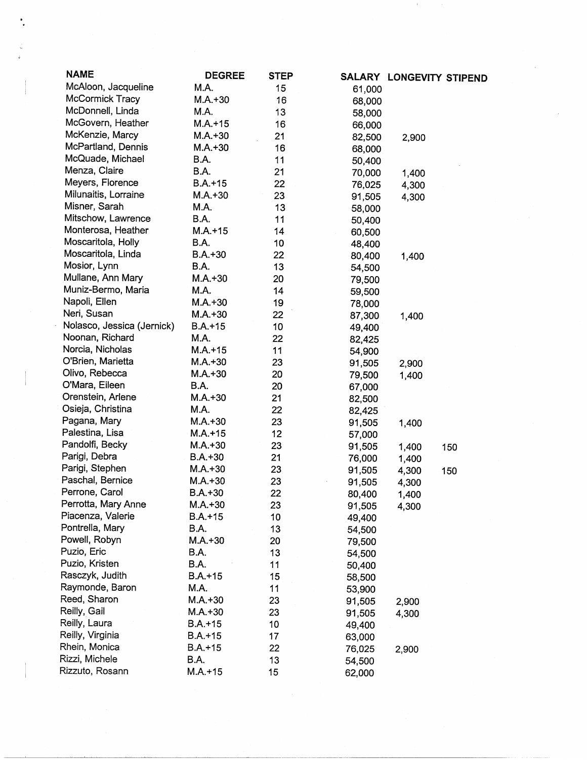| NAME | DEGREE | STEP | SALARY | LONGEVITY | STIPEND |
|---|---|---|---|---|---|
| McAloon, Jacqueline | M.A. | 15 | 61,000 | | |
| McCormick Tracy | M.A.+30 | 16 | 68,000 | | |
| McDonnell, Linda | M.A. | 13 | 58,000 | | |
| McGovern, Heather | M.A.+15 | 16 | 66,000 | | |
| McKenzie, Marcy | M.A.+30 | 21 | 82,500 | 2,900 | |
| McPartland, Dennis | M.A.+30 | 16 | 68,000 | | |
| McQuade, Michael | B.A. | 11 | 50,400 | | |
| Menza, Claire | B.A. | 21 | 70,000 | 1,400 | |
| Meyers, Florence | B.A.+15 | 22 | 76,025 | 4,300 | |
| Milunaitis, Lorraine | M.A.+30 | 23 | 91,505 | 4,300 | |
| Misner, Sarah | M.A. | 13 | 58,000 | | |
| Mitschow, Lawrence | B.A. | 11 | 50,400 | | |
| Monterosa, Heather | M.A.+15 | 14 | 60,500 | | |
| Moscaritola, Holly | B.A. | 10 | 48,400 | | |
| Moscaritola, Linda | B.A.+30 | 22 | 80,400 | 1,400 | |
| Mosior, Lynn | B.A. | 13 | 54,500 | | |
| Mullane, Ann Mary | M.A.+30 | 20 | 79,500 | | |
| Muniz-Bermo, Maria | M.A. | 14 | 59,500 | | |
| Napoli, Ellen | M.A.+30 | 19 | 78,000 | | |
| Neri, Susan | M.A.+30 | 22 | 87,300 | 1,400 | |
| Nolasco, Jessica (Jernick) | B.A.+15 | 10 | 49,400 | | |
| Noonan, Richard | M.A. | 22 | 82,425 | | |
| Norcia, Nicholas | M.A.+15 | 11 | 54,900 | | |
| O'Brien, Marietta | M.A.+30 | 23 | 91,505 | 2,900 | |
| Olivo, Rebecca | M.A.+30 | 20 | 79,500 | 1,400 | |
| O'Mara, Eileen | B.A. | 20 | 67,000 | | |
| Orenstein, Arlene | M.A.+30 | 21 | 82,500 | | |
| Osieja, Christina | M.A. | 22 | 82,425 | | |
| Pagana, Mary | M.A.+30 | 23 | 91,505 | 1,400 | |
| Palestina, Lisa | M.A.+15 | 12 | 57,000 | | |
| Pandolfi, Becky | M.A.+30 | 23 | 91,505 | 1,400 | 150 |
| Parigi, Debra | B.A.+30 | 21 | 76,000 | 1,400 | |
| Parigi, Stephen | M.A.+30 | 23 | 91,505 | 4,300 | 150 |
| Paschal, Bernice | M.A.+30 | 23 | 91,505 | 4,300 | |
| Perrone, Carol | B.A.+30 | 22 | 80,400 | 1,400 | |
| Perrotta, Mary Anne | M.A.+30 | 23 | 91,505 | 4,300 | |
| Piacenza, Valerie | B.A.+15 | 10 | 49,400 | | |
| Pontrella, Mary | B.A. | 13 | 54,500 | | |
| Powell, Robyn | M.A.+30 | 20 | 79,500 | | |
| Puzio, Eric | B.A. | 13 | 54,500 | | |
| Puzio, Kristen | B.A. | 11 | 50,400 | | |
| Rasczyk, Judith | B.A.+15 | 15 | 58,500 | | |
| Raymonde, Baron | M.A. | 11 | 53,900 | | |
| Reed, Sharon | M.A.+30 | 23 | 91,505 | 2,900 | |
| Reilly, Gail | M.A.+30 | 23 | 91,505 | 4,300 | |
| Reilly, Laura | B.A.+15 | 10 | 49,400 | | |
| Reilly, Virginia | B.A.+15 | 17 | 63,000 | | |
| Rhein, Monica | B.A.+15 | 22 | 76,025 | 2,900 | |
| Rizzi, Michele | B.A. | 13 | 54,500 | | |
| Rizzuto, Rosann | M.A.+15 | 15 | 62,000 | | |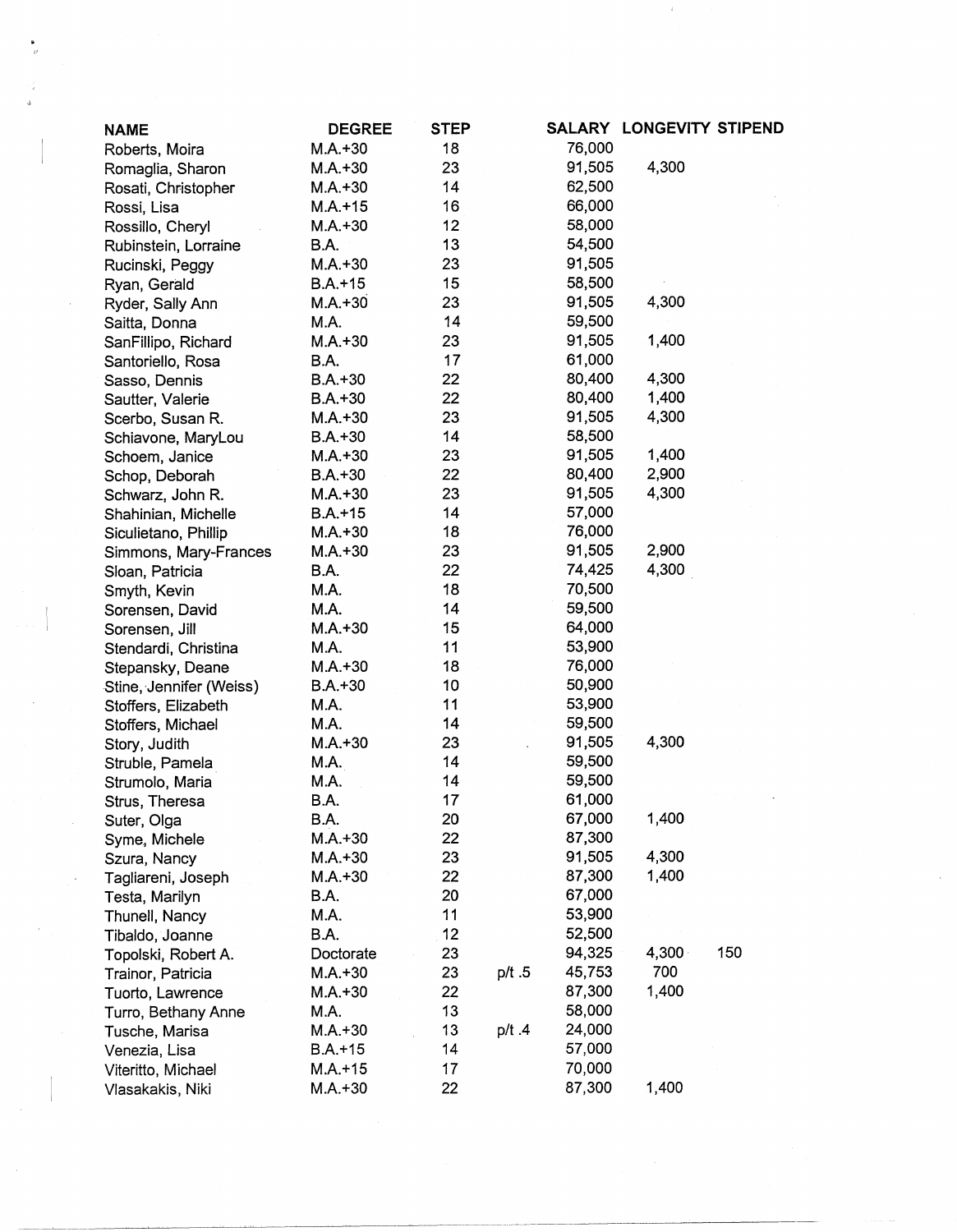| NAME | DEGREE | STEP | | SALARY | LONGEVITY | STIPEND |
|---|---|---|---|---|---|---|
| Roberts, Moira | M.A.+30 | 18 | | 76,000 | | |
| Romaglia, Sharon | M.A.+30 | 23 | | 91,505 | 4,300 | |
| Rosati, Christopher | M.A.+30 | 14 | | 62,500 | | |
| Rossi, Lisa | M.A.+15 | 16 | | 66,000 | | |
| Rossillo, Cheryl | M.A.+30 | 12 | | 58,000 | | |
| Rubinstein, Lorraine | B.A. | 13 | | 54,500 | | |
| Rucinski, Peggy | M.A.+30 | 23 | | 91,505 | | |
| Ryan, Gerald | B.A.+15 | 15 | | 58,500 | | |
| Ryder, Sally Ann | M.A.+30 | 23 | | 91,505 | 4,300 | |
| Saitta, Donna | M.A. | 14 | | 59,500 | | |
| SanFillipo, Richard | M.A.+30 | 23 | | 91,505 | 1,400 | |
| Santoriello, Rosa | B.A. | 17 | | 61,000 | | |
| Sasso, Dennis | B.A.+30 | 22 | | 80,400 | 4,300 | |
| Sautter, Valerie | B.A.+30 | 22 | | 80,400 | 1,400 | |
| Scerbo, Susan R. | M.A.+30 | 23 | | 91,505 | 4,300 | |
| Schiavone, MaryLou | B.A.+30 | 14 | | 58,500 | | |
| Schoem, Janice | M.A.+30 | 23 | | 91,505 | 1,400 | |
| Schop, Deborah | B.A.+30 | 22 | | 80,400 | 2,900 | |
| Schwarz, John R. | M.A.+30 | 23 | | 91,505 | 4,300 | |
| Shahinian, Michelle | B.A.+15 | 14 | | 57,000 | | |
| Siculietano, Phillip | M.A.+30 | 18 | | 76,000 | | |
| Simmons, Mary-Frances | M.A.+30 | 23 | | 91,505 | 2,900 | |
| Sloan, Patricia | B.A. | 22 | | 74,425 | 4,300 | |
| Smyth, Kevin | M.A. | 18 | | 70,500 | | |
| Sorensen, David | M.A. | 14 | | 59,500 | | |
| Sorensen, Jill | M.A.+30 | 15 | | 64,000 | | |
| Stendardi, Christina | M.A. | 11 | | 53,900 | | |
| Stepansky, Deane | M.A.+30 | 18 | | 76,000 | | |
| Stine, Jennifer (Weiss) | B.A.+30 | 10 | | 50,900 | | |
| Stoffers, Elizabeth | M.A. | 11 | | 53,900 | | |
| Stoffers, Michael | M.A. | 14 | | 59,500 | | |
| Story, Judith | M.A.+30 | 23 | | 91,505 | 4,300 | |
| Struble, Pamela | M.A. | 14 | | 59,500 | | |
| Strumolo, Maria | M.A. | 14 | | 59,500 | | |
| Strus, Theresa | B.A. | 17 | | 61,000 | | |
| Suter, Olga | B.A. | 20 | | 67,000 | 1,400 | |
| Syme, Michele | M.A.+30 | 22 | | 87,300 | | |
| Szura, Nancy | M.A.+30 | 23 | | 91,505 | 4,300 | |
| Tagliareni, Joseph | M.A.+30 | 22 | | 87,300 | 1,400 | |
| Testa, Marilyn | B.A. | 20 | | 67,000 | | |
| Thunell, Nancy | M.A. | 11 | | 53,900 | | |
| Tibaldo, Joanne | B.A. | 12 | | 52,500 | | |
| Topolski, Robert A. | Doctorate | 23 | | 94,325 | 4,300 | 150 |
| Trainor, Patricia | M.A.+30 | 23 | p/t .5 | 45,753 | 700 | |
| Tuorto, Lawrence | M.A.+30 | 22 | | 87,300 | 1,400 | |
| Turro, Bethany Anne | M.A. | 13 | | 58,000 | | |
| Tusche, Marisa | M.A.+30 | 13 | p/t .4 | 24,000 | | |
| Venezia, Lisa | B.A.+15 | 14 | | 57,000 | | |
| Viteritto, Michael | M.A.+15 | 17 | | 70,000 | | |
| Vlasakakis, Niki | M.A.+30 | 22 | | 87,300 | 1,400 | |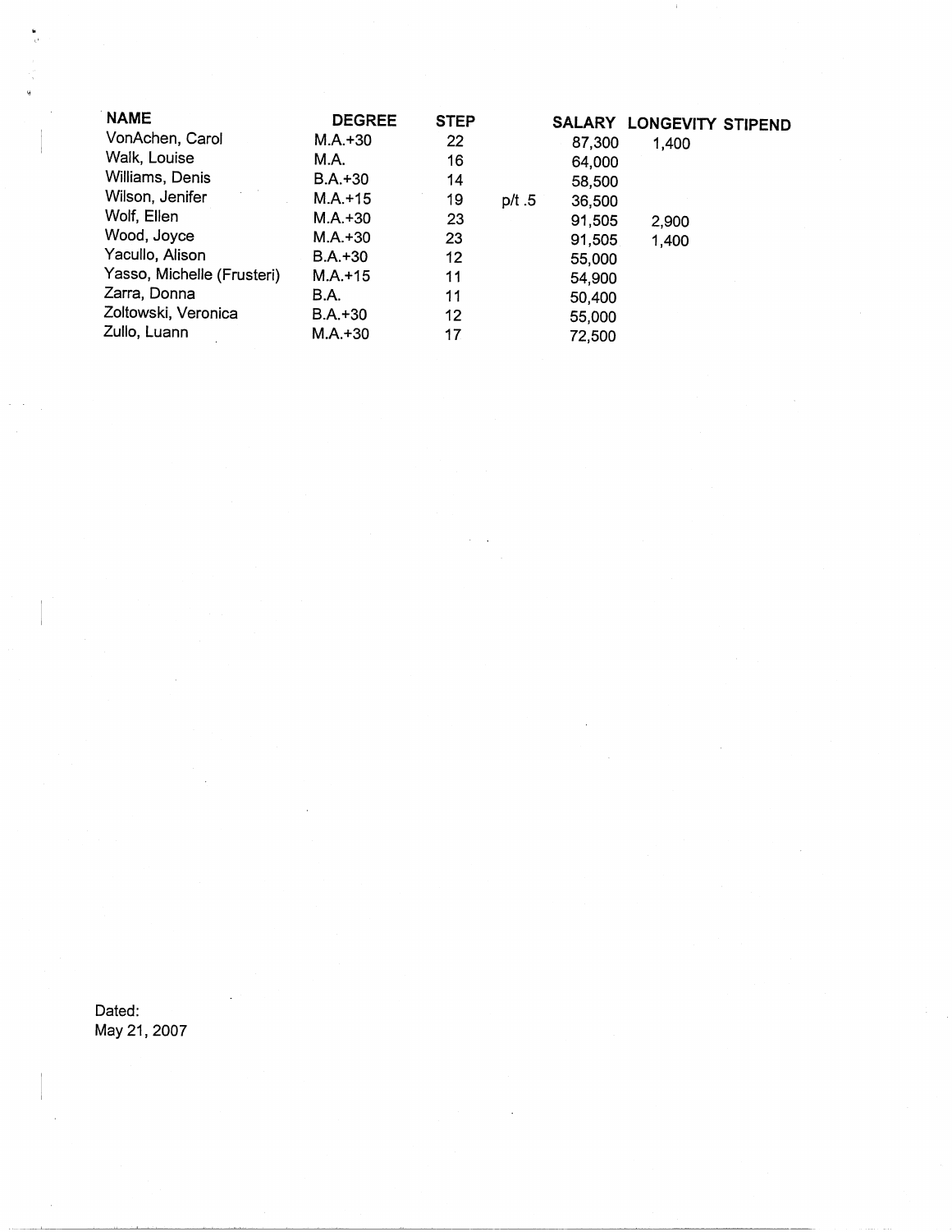| NAME | DEGREE | STEP | | SALARY | LONGEVITY | STIPEND |
|---|---|---|---|---|---|---|
| VonAchen, Carol | M.A.+30 | 22 | | 87,300 | 1,400 | |
| Walk, Louise | M.A. | 16 | | 64,000 | | |
| Williams, Denis | B.A.+30 | 14 | | 58,500 | | |
| Wilson, Jenifer | M.A.+15 | 19 | p/t .5 | 36,500 | | |
| Wolf, Ellen | M.A.+30 | 23 | | 91,505 | 2,900 | |
| Wood, Joyce | M.A.+30 | 23 | | 91,505 | 1,400 | |
| Yacullo, Alison | B.A.+30 | 12 | | 55,000 | | |
| Yasso, Michelle (Frusteri) | M.A.+15 | 11 | | 54,900 | | |
| Zarra, Donna | B.A. | 11 | | 50,400 | | |
| Zoltowski, Veronica | B.A.+30 | 12 | | 55,000 | | |
| Zullo, Luann | M.A.+30 | 17 | | 72,500 | | |

Dated:
May 21, 2007